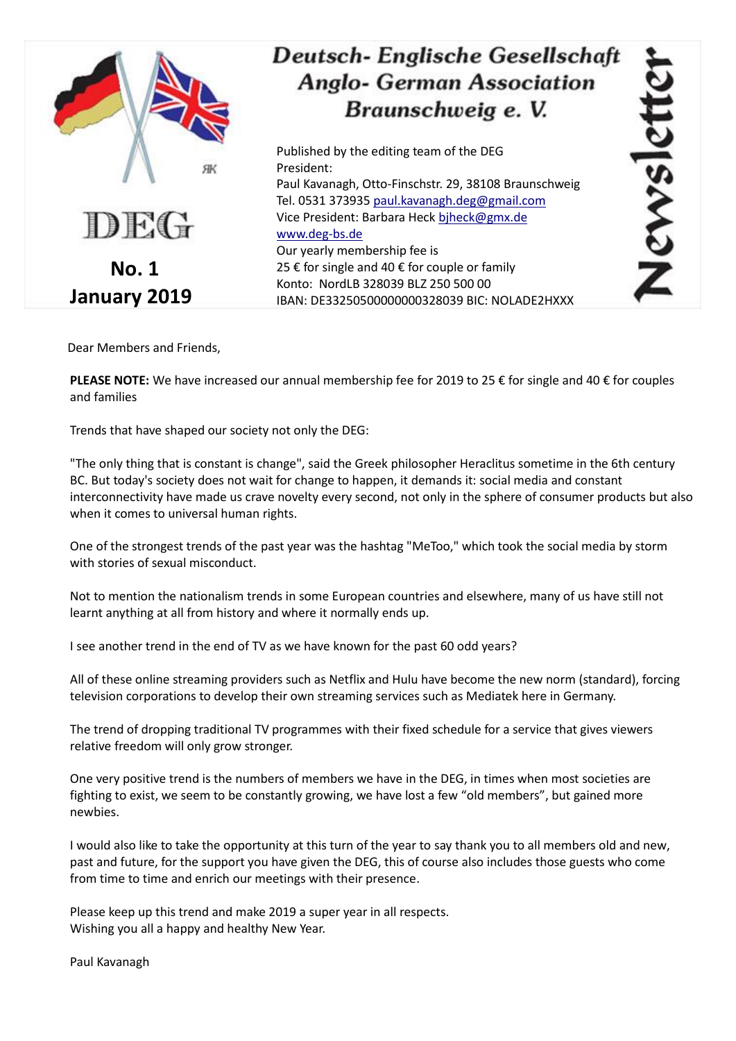# Deutsch- Englische Gesellschaft
## Anglo- German Association
## Braunschweig e. V.

**Newsletter**

DEG

**No. 1**
**January 2019**

Published by the editing team of the DEG
President:
Paul Kavanagh, Otto-Finschstr. 29, 38108 Braunschweig
Tel. 0531 373935 paul.kavanagh.deg@gmail.com
Vice President: Barbara Heck bjheck@gmx.de
www.deg-bs.de
Our yearly membership fee is
25 € for single and 40 € for couple or family
Konto: NordLB 328039 BLZ 250 500 00
IBAN: DE33250500000000328039 BIC: NOLADE2HXXX

Dear Members and Friends,

**PLEASE NOTE:** We have increased our annual membership fee for 2019 to 25 € for single and 40 € for couples and families

Trends that have shaped our society not only the DEG:

"The only thing that is constant is change", said the Greek philosopher Heraclitus sometime in the 6th century BC. But today's society does not wait for change to happen, it demands it: social media and constant interconnectivity have made us crave novelty every second, not only in the sphere of consumer products but also when it comes to universal human rights.

One of the strongest trends of the past year was the hashtag "MeToo," which took the social media by storm with stories of sexual misconduct.

Not to mention the nationalism trends in some European countries and elsewhere, many of us have still not learnt anything at all from history and where it normally ends up.

I see another trend in the end of TV as we have known for the past 60 odd years?

All of these online streaming providers such as Netflix and Hulu have become the new norm (standard), forcing television corporations to develop their own streaming services such as Mediatek here in Germany.

The trend of dropping traditional TV programmes with their fixed schedule for a service that gives viewers relative freedom will only grow stronger.

One very positive trend is the numbers of members we have in the DEG, in times when most societies are fighting to exist, we seem to be constantly growing, we have lost a few “old members”, but gained more newbies.

I would also like to take the opportunity at this turn of the year to say thank you to all members old and new, past and future, for the support you have given the DEG, this of course also includes those guests who come from time to time and enrich our meetings with their presence.

Please keep up this trend and make 2019 a super year in all respects.
Wishing you all a happy and healthy New Year.

Paul Kavanagh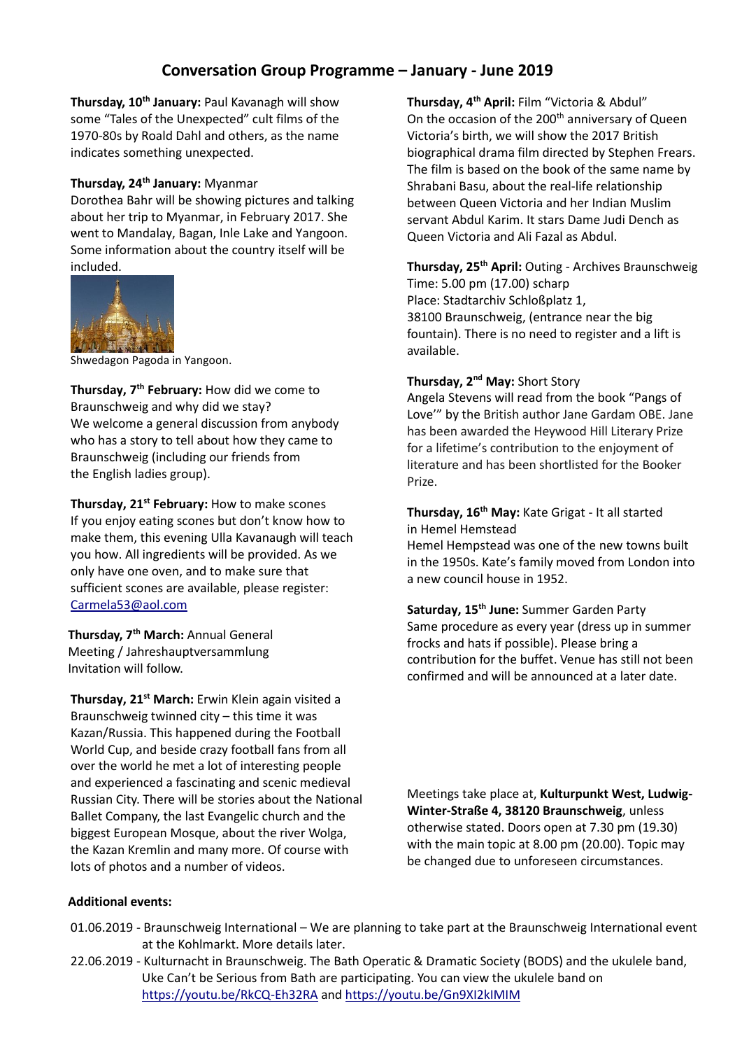## Conversation Group Programme – January - June 2019

**Thursday, 10th January:** Paul Kavanagh will show some "Tales of the Unexpected" cult films of the 1970-80s by Roald Dahl and others, as the name indicates something unexpected.

**Thursday, 24th January:** Myanmar
Dorothea Bahr will be showing pictures and talking about her trip to Myanmar, in February 2017. She went to Mandalay, Bagan, Inle Lake and Yangoon. Some information about the country itself will be included.

Shwedagon Pagoda in Yangoon.

**Thursday, 7th February:** How did we come to Braunschweig and why did we stay?
We welcome a general discussion from anybody who has a story to tell about how they came to Braunschweig (including our friends from the English ladies group).

**Thursday, 21st February:** How to make scones
If you enjoy eating scones but don't know how to make them, this evening Ulla Kavanaugh will teach you how. All ingredients will be provided. As we only have one oven, and to make sure that sufficient scones are available, please register: Carmela53@aol.com

**Thursday, 7th March:** Annual General Meeting / Jahreshauptversammlung
Invitation will follow.

**Thursday, 21st March:** Erwin Klein again visited a Braunschweig twinned city – this time it was Kazan/Russia. This happened during the Football World Cup, and beside crazy football fans from all over the world he met a lot of interesting people and experienced a fascinating and scenic medieval Russian City. There will be stories about the National Ballet Company, the last Evangelic church and the biggest European Mosque, about the river Wolga, the Kazan Kremlin and many more. Of course with lots of photos and a number of videos.

**Thursday, 4th April:** Film "Victoria & Abdul"
On the occasion of the 200th anniversary of Queen Victoria's birth, we will show the 2017 British biographical drama film directed by Stephen Frears. The film is based on the book of the same name by Shrabani Basu, about the real-life relationship between Queen Victoria and her Indian Muslim servant Abdul Karim. It stars Dame Judi Dench as Queen Victoria and Ali Fazal as Abdul.

**Thursday, 25th April:** Outing - Archives Braunschweig
Time: 5.00 pm (17.00) scharp
Place: Stadtarchiv Schloßplatz 1,
38100 Braunschweig, (entrance near the big fountain). There is no need to register and a lift is available.

**Thursday, 2nd May:** Short Story
Angela Stevens will read from the book "Pangs of Love'" by the British author Jane Gardam OBE. Jane has been awarded the Heywood Hill Literary Prize for a lifetime's contribution to the enjoyment of literature and has been shortlisted for the Booker Prize.

**Thursday, 16th May:** Kate Grigat - It all started in Hemel Hemstead
Hemel Hempstead was one of the new towns built in the 1950s. Kate's family moved from London into a new council house in 1952.

**Saturday, 15th June:** Summer Garden Party
Same procedure as every year (dress up in summer frocks and hats if possible). Please bring a contribution for the buffet. Venue has still not been confirmed and will be announced at a later date.

Meetings take place at, **Kulturpunkt West, Ludwig-Winter-Straße 4, 38120 Braunschweig**, unless otherwise stated. Doors open at 7.30 pm (19.30) with the main topic at 8.00 pm (20.00). Topic may be changed due to unforeseen circumstances.

**Additional events:**

01.06.2019 - Braunschweig International – We are planning to take part at the Braunschweig International event at the Kohlmarkt. More details later.

22.06.2019 - Kulturnacht in Braunschweig. The Bath Operatic & Dramatic Society (BODS) and the ukulele band, Uke Can't be Serious from Bath are participating. You can view the ukulele band on https://youtu.be/RkCQ-Eh32RA and https://youtu.be/Gn9XI2kIMIM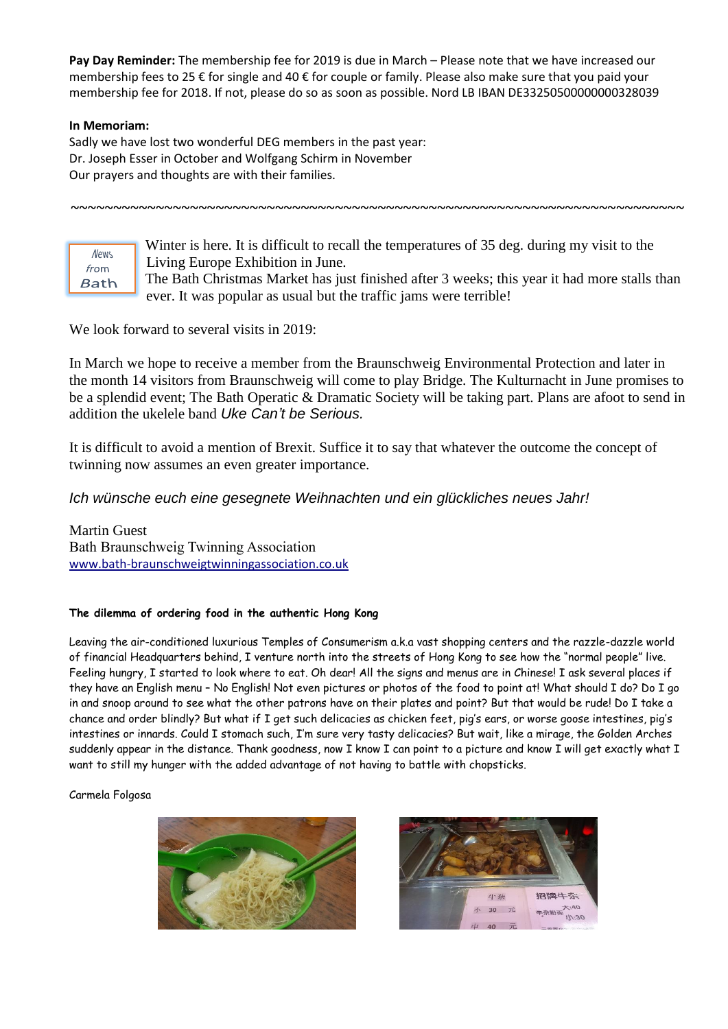**Pay Day Reminder:** The membership fee for 2019 is due in March – Please note that we have increased our membership fees to 25 € for single and 40 € for couple or family. Please also make sure that you paid your membership fee for 2018. If not, please do so as soon as possible. Nord LB IBAN DE33250500000000328039

**In Memoriam:**

Sadly we have lost two wonderful DEG members in the past year:
Dr. Joseph Esser in October and Wolfgang Schirm in November
Our prayers and thoughts are with their families.

~~~~~~~~~~~~~~~~~~~~~~~~~~~~~~~~~~~~~~~~~~~~~~~~~~~~~~~~~~~~~~~~~~~~~~~~~~~~~~~~

News from Bath

Winter is here. It is difficult to recall the temperatures of 35 deg. during my visit to the Living Europe Exhibition in June.
The Bath Christmas Market has just finished after 3 weeks; this year it had more stalls than ever. It was popular as usual but the traffic jams were terrible!

We look forward to several visits in 2019:

In March we hope to receive a member from the Braunschweig Environmental Protection and later in the month 14 visitors from Braunschweig will come to play Bridge. The Kulturnacht in June promises to be a splendid event; The Bath Operatic & Dramatic Society will be taking part. Plans are afoot to send in addition the ukelele band *Uke Can't be Serious.*

It is difficult to avoid a mention of Brexit. Suffice it to say that whatever the outcome the concept of twinning now assumes an even greater importance.

*Ich wünsche euch eine gesegnete Weihnachten und ein glückliches neues Jahr!*

Martin Guest
Bath Braunschweig Twinning Association
www.bath-braunschweigtwinningassociation.co.uk

**The dilemma of ordering food in the authentic Hong Kong**

Leaving the air-conditioned luxurious Temples of Consumerism a.k.a vast shopping centers and the razzle-dazzle world of financial Headquarters behind, I venture north into the streets of Hong Kong to see how the "normal people" live. Feeling hungry, I started to look where to eat. Oh dear! All the signs and menus are in Chinese! I ask several places if they have an English menu – No English! Not even pictures or photos of the food to point at! What should I do? Do I go in and snoop around to see what the other patrons have on their plates and point? But that would be rude! Do I take a chance and order blindly? But what if I get such delicacies as chicken feet, pig's ears, or worse goose intestines, pig's intestines or innards. Could I stomach such, I'm sure very tasty delicacies? But wait, like a mirage, the Golden Arches suddenly appear in the distance. Thank goodness, now I know I can point to a picture and know I will get exactly what I want to still my hunger with the added advantage of not having to battle with chopsticks.

Carmela Folgosa